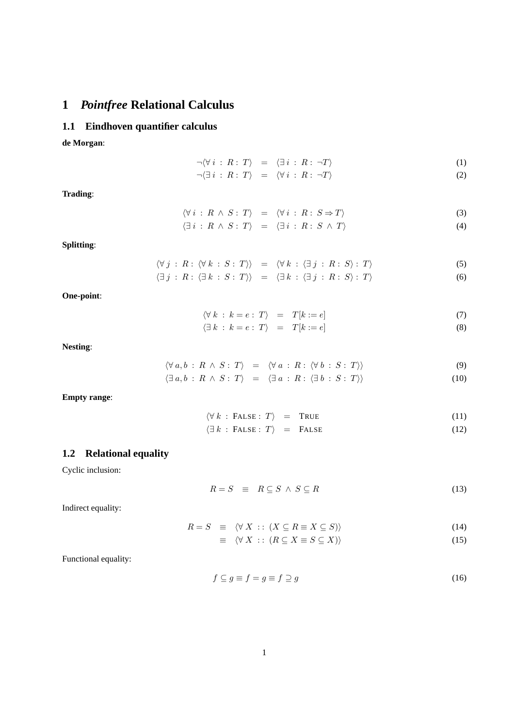# 1 *Pointfree* Relational Calculus

## 1.1 Eindhoven quantifier calculus

**de Morgan**:

$$\neg\langle\forall\, i \,:\, R :\, T\rangle \;=\; \langle\exists\, i \,:\, R :\, \neg T\rangle \tag{1}$$

$$\neg\langle\exists\, i \,:\, R :\, T\rangle \;=\; \langle\forall\, i \,:\, R :\, \neg T\rangle \tag{2}$$

**Trading**:

$$\langle\forall\, i \,:\, R \wedge S :\, T\rangle \;=\; \langle\forall\, i \,:\, R :\, S \Rightarrow T\rangle \tag{3}$$

$$\langle\exists\, i \,:\, R \wedge S :\, T\rangle \;=\; \langle\exists\, i \,:\, R :\, S \wedge T\rangle \tag{4}$$

**Splitting**:

$$\langle\forall\, j \,:\, R :\, \langle\forall\, k \,:\, S :\, T\rangle\rangle \;=\; \langle\forall\, k \,:\, \langle\exists\, j \,:\, R :\, S\rangle :\, T\rangle \tag{5}$$

$$\langle\exists\, j \,:\, R :\, \langle\exists\, k \,:\, S :\, T\rangle\rangle \;=\; \langle\exists\, k \,:\, \langle\exists\, j \,:\, R :\, S\rangle :\, T\rangle \tag{6}$$

**One-point**:

$$\langle\forall\, k \,:\, k = e :\, T\rangle \;=\; T[k := e] \tag{7}$$

$$\langle\exists\, k \,:\, k = e :\, T\rangle \;=\; T[k := e] \tag{8}$$

**Nesting**:

$$\langle\forall\, a, b \,:\, R \wedge S :\, T\rangle \;=\; \langle\forall\, a \,:\, R :\, \langle\forall\, b \,:\, S :\, T\rangle\rangle \tag{9}$$

$$\langle\exists\, a, b \,:\, R \wedge S :\, T\rangle \;=\; \langle\exists\, a \,:\, R :\, \langle\exists\, b \,:\, S :\, T\rangle\rangle \tag{10}$$

**Empty range**:

$$\langle\forall\, k \,:\, \textsc{False} :\, T\rangle \;=\; \textsc{True} \tag{11}$$

$$\langle\exists\, k \,:\, \textsc{False} :\, T\rangle \;=\; \textsc{False} \tag{12}$$

## 1.2 Relational equality

Cyclic inclusion:

$$R = S \;\equiv\; R \subseteq S \wedge S \subseteq R \tag{13}$$

Indirect equality:

$$R = S \;\equiv\; \langle\forall\, X \,::\, (X \subseteq R \equiv X \subseteq S)\rangle \tag{14}$$

$$\equiv\; \langle\forall\, X \,::\, (R \subseteq X \equiv S \subseteq X)\rangle \tag{15}$$

Functional equality:

$$f \subseteq g \equiv f = g \equiv f \supseteq g \tag{16}$$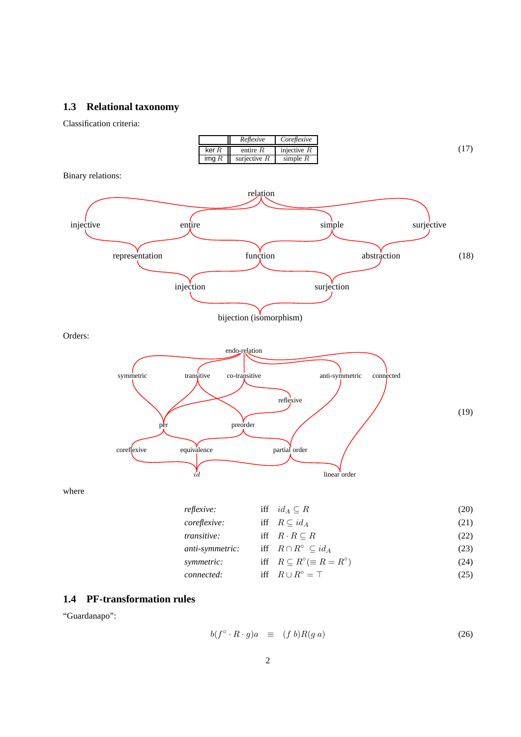## 1.3 Relational taxonomy

Classification criteria:

| | *Reflexive* | *Coreflexive* |
|---|---|---|
| ker $R$ | entire $R$ | injective $R$ |
| img $R$ | surjective $R$ | simple $R$ |

(17)

Binary relations:

relation

injective    entire    simple    surjective

representation    function    abstraction

injection    surjection

bijection (isomorphism)

(18)

Orders:

endo-relation

symmetric    transitive    co-transitive    anti-symmetric    connected

reflexive

per    preorder

coreflexive    equivalence    partial order

$id$    linear order

(19)

where

$$\textit{reflexive:} \quad \text{iff} \quad id_A \subseteq R \tag{20}$$

$$\textit{coreflexive:} \quad \text{iff} \quad R \subseteq id_A \tag{21}$$

$$\textit{transitive:} \quad \text{iff} \quad R \cdot R \subseteq R \tag{22}$$

$$\textit{anti-symmetric:} \quad \text{iff} \quad R \cap R^\circ \subseteq id_A \tag{23}$$

$$\textit{symmetric:} \quad \text{iff} \quad R \subseteq R^\circ (\equiv R = R^\circ) \tag{24}$$

$$\textit{connected:} \quad \text{iff} \quad R \cup R^\circ = \top \tag{25}$$

## 1.4 PF-transformation rules

"Guardanapo":

$$b(f^\circ \cdot R \cdot g)a \quad \equiv \quad (f\ b)R(g\ a) \tag{26}$$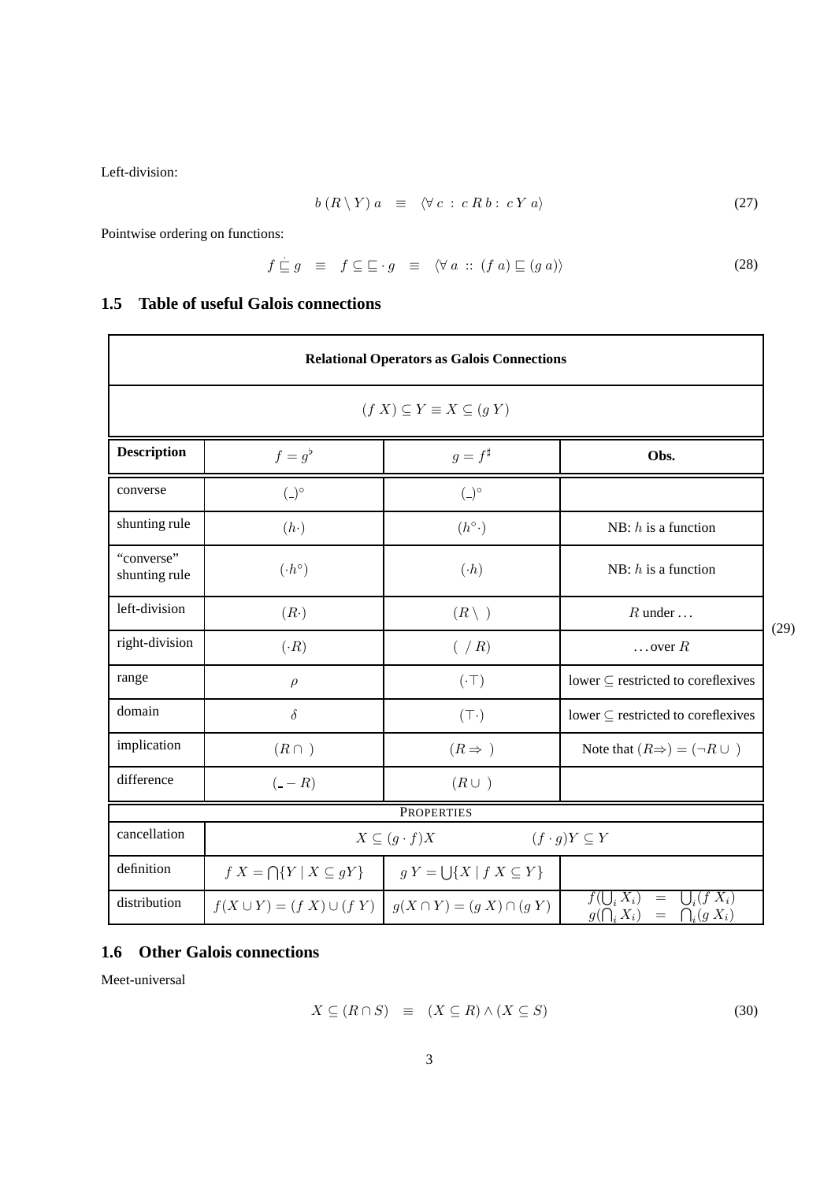Left-division:

$$b\,(R\setminus Y)\,a \quad\equiv\quad \langle\forall\, c\;:\; c\,R\,b :\; c\,Y\,a\rangle \tag{27}$$

Pointwise ordering on functions:

$$f \mathrel{\dot{\sqsubseteq}} g \quad\equiv\quad f \subseteq \sqsubseteq\cdot\, g \quad\equiv\quad \langle\forall\, a\;::\;(f\,a)\sqsubseteq(g\,a)\rangle \tag{28}$$

## 1.5 Table of useful Galois connections

(29)

| **Relational Operators as Galois Connections** | | | |
|---|---|---|---|
| $(f\,X)\subseteq Y \equiv X\subseteq(g\,Y)$ | | | |
| **Description** | $f = g^\flat$ | $g = f^\sharp$ | **Obs.** |
| converse | $(\_)^\circ$ | $(\_)^\circ$ | |
| shunting rule | $(h\cdot)$ | $(h^\circ\cdot)$ | NB: $h$ is a function |
| "converse" shunting rule | $(\cdot h^\circ)$ | $(\cdot h)$ | NB: $h$ is a function |
| left-division | $(R\cdot)$ | $(R\setminus\ )$ | $R$ under ... |
| right-division | $(\cdot R)$ | $(\ /R)$ | ... over $R$ |
| range | $\rho$ | $(\cdot\top)$ | lower $\subseteq$ restricted to coreflexives |
| domain | $\delta$ | $(\top\cdot)$ | lower $\subseteq$ restricted to coreflexives |
| implication | $(R\cap\ )$ | $(R\Rightarrow\ )$ | Note that $(R\Rightarrow) = (\neg R\cup\ )$ |
| difference | $(\_-R)$ | $(R\cup\ )$ | |
| PROPERTIES | | | |
| cancellation | $X\subseteq(g\cdot f)X$ | $(f\cdot g)Y\subseteq Y$ | |
| definition | $f\,X = \bigcap\{Y \mid X\subseteq gY\}$ | $g\,Y = \bigcup\{X \mid f\,X\subseteq Y\}$ | |
| distribution | $f(X\cup Y) = (f\,X)\cup(f\,Y)$ | $g(X\cap Y) = (g\,X)\cap(g\,Y)$ | $f(\bigcup_i X_i) = \bigcup_i(f\,X_i)$<br>$g(\bigcap_i X_i) = \bigcap_i(g\,X_i)$ |

## 1.6 Other Galois connections

Meet-universal

$$X\subseteq(R\cap S) \quad\equiv\quad (X\subseteq R)\wedge(X\subseteq S) \tag{30}$$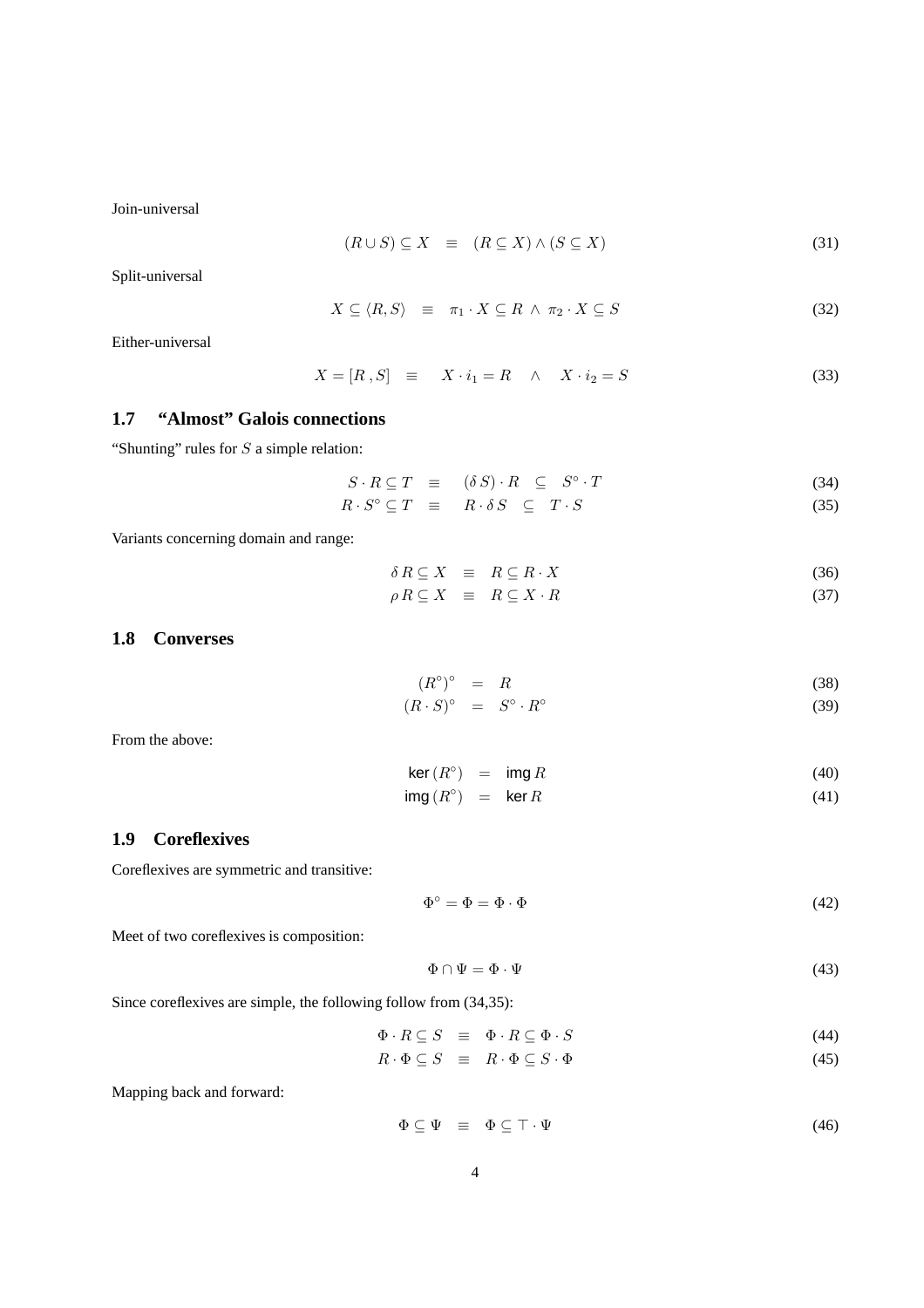Join-universal

$$(R \cup S) \subseteq X \quad \equiv \quad (R \subseteq X) \wedge (S \subseteq X) \tag{31}$$

Split-universal

$$X \subseteq \langle R, S \rangle \quad \equiv \quad \pi_1 \cdot X \subseteq R \;\wedge\; \pi_2 \cdot X \subseteq S \tag{32}$$

Either-universal

$$X = [R\,, S] \quad \equiv \quad X \cdot i_1 = R \quad \wedge \quad X \cdot i_2 = S \tag{33}$$

## 1.7 "Almost" Galois connections

"Shunting" rules for $S$ a simple relation:

$$S \cdot R \subseteq T \quad \equiv \quad (\delta\, S) \cdot R \quad \subseteq \quad S^\circ \cdot T \tag{34}$$

$$R \cdot S^\circ \subseteq T \quad \equiv \quad R \cdot \delta\, S \quad \subseteq \quad T \cdot S \tag{35}$$

Variants concerning domain and range:

$$\delta\, R \subseteq X \quad \equiv \quad R \subseteq R \cdot X \tag{36}$$

$$\rho\, R \subseteq X \quad \equiv \quad R \subseteq X \cdot R \tag{37}$$

## 1.8 Converses

$$(R^\circ)^\circ \quad = \quad R \tag{38}$$

$$(R \cdot S)^\circ \quad = \quad S^\circ \cdot R^\circ \tag{39}$$

From the above:

$$\mathsf{ker}\,(R^\circ) \quad = \quad \mathsf{img}\, R \tag{40}$$

$$\mathsf{img}\,(R^\circ) \quad = \quad \mathsf{ker}\, R \tag{41}$$

## 1.9 Coreflexives

Coreflexives are symmetric and transitive:

$$\Phi^\circ = \Phi = \Phi \cdot \Phi \tag{42}$$

Meet of two coreflexives is composition:

$$\Phi \cap \Psi = \Phi \cdot \Psi \tag{43}$$

Since coreflexives are simple, the following follow from (34,35):

$$\Phi \cdot R \subseteq S \quad \equiv \quad \Phi \cdot R \subseteq \Phi \cdot S \tag{44}$$

$$R \cdot \Phi \subseteq S \quad \equiv \quad R \cdot \Phi \subseteq S \cdot \Phi \tag{45}$$

Mapping back and forward:

$$\Phi \subseteq \Psi \quad \equiv \quad \Phi \subseteq \top \cdot \Psi \tag{46}$$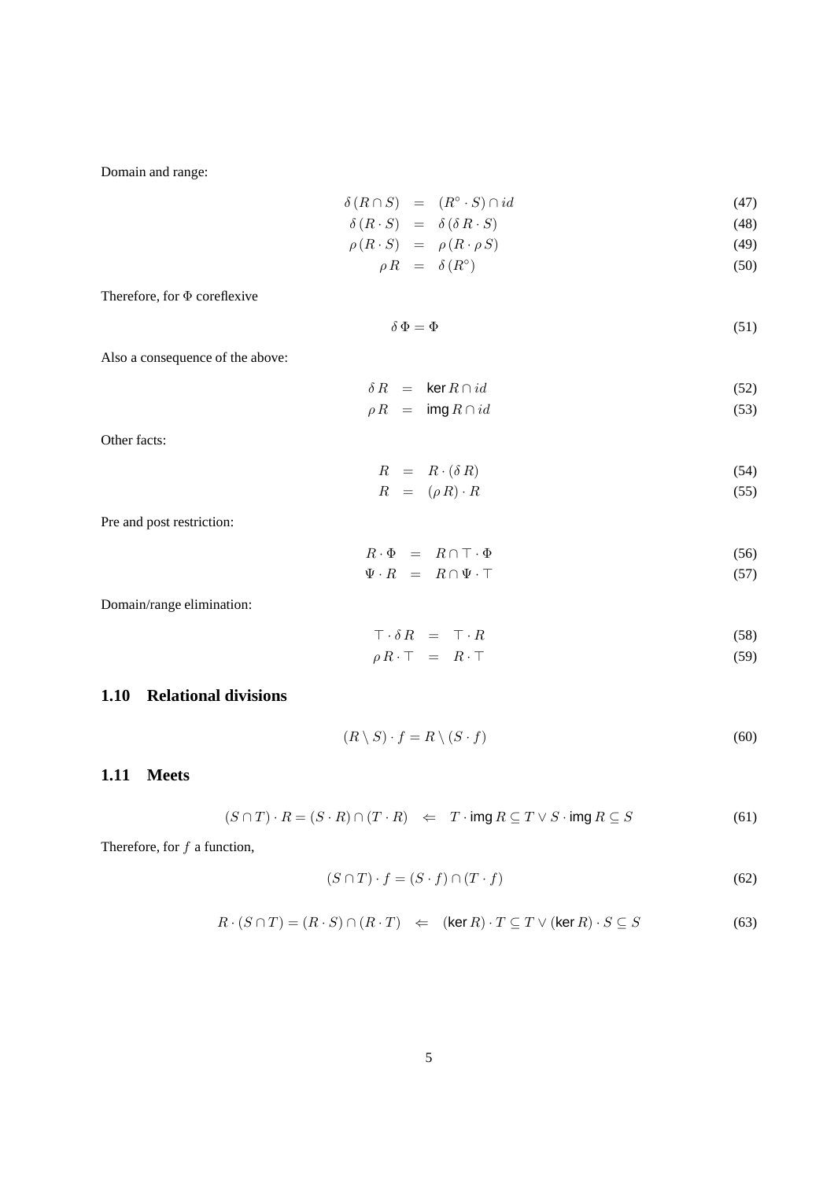Domain and range:

$$\delta\,(R \cap S) \;=\; (R^{\circ} \cdot S) \cap id \tag{47}$$

$$\delta\,(R \cdot S) \;=\; \delta\,(\delta\,R \cdot S) \tag{48}$$

$$\rho\,(R \cdot S) \;=\; \rho\,(R \cdot \rho\,S) \tag{49}$$

$$\rho\,R \;=\; \delta\,(R^{\circ}) \tag{50}$$

Therefore, for $\Phi$ coreflexive

$$\delta\,\Phi = \Phi \tag{51}$$

Also a consequence of the above:

$$\delta\,R \;=\; \mathsf{ker}\,R \cap id \tag{52}$$

$$\rho\,R \;=\; \mathsf{img}\,R \cap id \tag{53}$$

Other facts:

$$R \;=\; R \cdot (\delta\,R) \tag{54}$$

$$R \;=\; (\rho\,R) \cdot R \tag{55}$$

Pre and post restriction:

$$R \cdot \Phi \;=\; R \cap \top \cdot \Phi \tag{56}$$

$$\Psi \cdot R \;=\; R \cap \Psi \cdot \top \tag{57}$$

Domain/range elimination:

$$\top \cdot \delta\,R \;=\; \top \cdot R \tag{58}$$

$$\rho\,R \cdot \top \;=\; R \cdot \top \tag{59}$$

## 1.10 Relational divisions

$$(R \setminus S) \cdot f = R \setminus (S \cdot f) \tag{60}$$

## 1.11 Meets

$$(S \cap T) \cdot R = (S \cdot R) \cap (T \cdot R) \quad \Leftarrow \quad T \cdot \mathsf{img}\,R \subseteq T \vee S \cdot \mathsf{img}\,R \subseteq S \tag{61}$$

Therefore, for $f$ a function,

$$(S \cap T) \cdot f = (S \cdot f) \cap (T \cdot f) \tag{62}$$

$$R \cdot (S \cap T) = (R \cdot S) \cap (R \cdot T) \quad \Leftarrow \quad (\mathsf{ker}\,R) \cdot T \subseteq T \vee (\mathsf{ker}\,R) \cdot S \subseteq S \tag{63}$$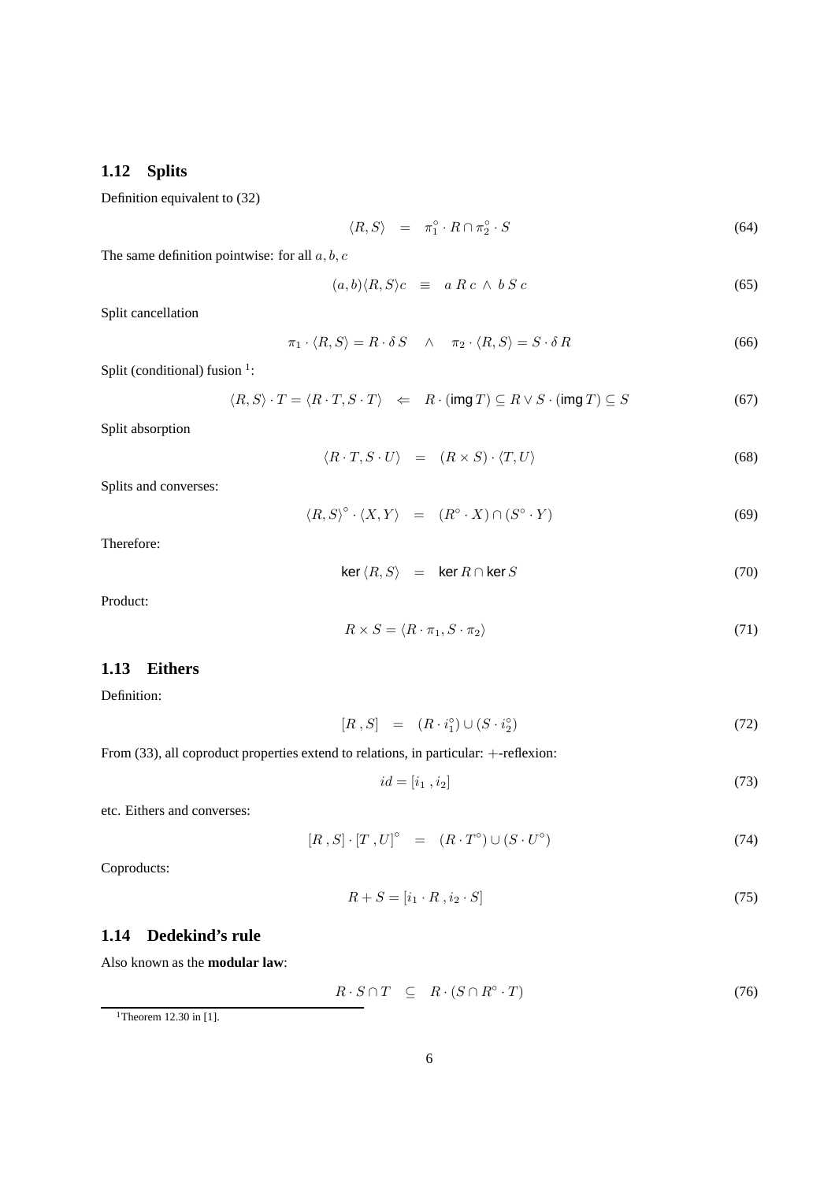### 1.12 Splits

Definition equivalent to (32)

$$\langle R, S\rangle \quad = \quad \pi_1^\circ \cdot R \cap \pi_2^\circ \cdot S \tag{64}$$

The same definition pointwise: for all $a, b, c$

$$(a, b)\langle R, S\rangle c \quad \equiv \quad a\ R\ c \ \wedge \ b\ S\ c \tag{65}$$

Split cancellation

$$\pi_1 \cdot \langle R, S\rangle = R \cdot \delta\, S \quad \wedge \quad \pi_2 \cdot \langle R, S\rangle = S \cdot \delta\, R \tag{66}$$

Split (conditional) fusion [1]:

$$\langle R, S\rangle \cdot T = \langle R \cdot T, S \cdot T\rangle \quad \Leftarrow \quad R \cdot (\mathsf{img}\, T) \subseteq R \vee S \cdot (\mathsf{img}\, T) \subseteq S \tag{67}$$

Split absorption

$$\langle R \cdot T, S \cdot U\rangle \quad = \quad (R \times S) \cdot \langle T, U\rangle \tag{68}$$

Splits and converses:

$$\langle R, S\rangle^\circ \cdot \langle X, Y\rangle \quad = \quad (R^\circ \cdot X) \cap (S^\circ \cdot Y) \tag{69}$$

Therefore:

$$\mathsf{ker}\, \langle R, S\rangle \quad = \quad \mathsf{ker}\, R \cap \mathsf{ker}\, S \tag{70}$$

Product:

$$R \times S = \langle R \cdot \pi_1, S \cdot \pi_2\rangle \tag{71}$$

### 1.13 Eithers

Definition:

$$[R\, , S] \quad = \quad (R \cdot i_1^\circ) \cup (S \cdot i_2^\circ) \tag{72}$$

From (33), all coproduct properties extend to relations, in particular: $+$-reflexion:

$$id = [i_1\, , i_2] \tag{73}$$

etc. Eithers and converses:

$$[R\, , S] \cdot [T\, , U]^\circ \quad = \quad (R \cdot T^\circ) \cup (S \cdot U^\circ) \tag{74}$$

Coproducts:

$$R + S = [i_1 \cdot R\, , i_2 \cdot S] \tag{75}$$

### 1.14 Dedekind's rule

Also known as the **modular law**:

$$R \cdot S \cap T \quad \subseteq \quad R \cdot (S \cap R^\circ \cdot T) \tag{76}$$

[1] Theorem 12.30 in [1].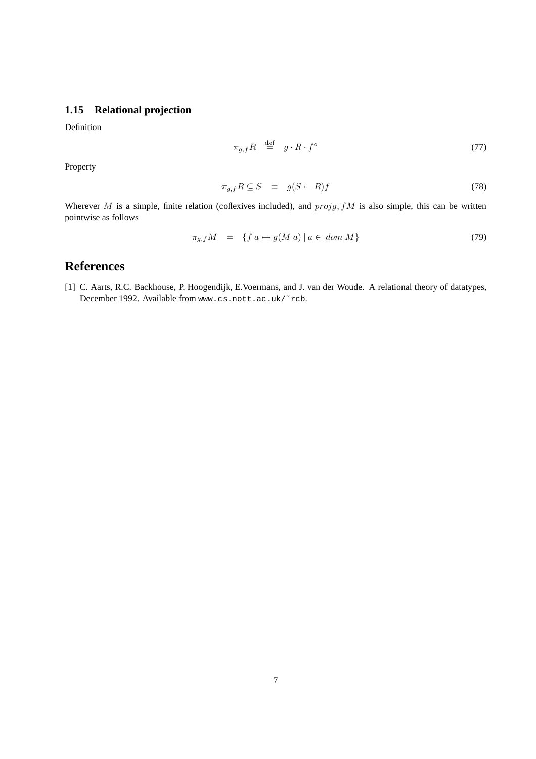### 1.15 Relational projection

Definition

$$\pi_{g,f} R \quad \stackrel{\text{def}}{=} \quad g \cdot R \cdot f^{\circ} \tag{77}$$

Property

$$\pi_{g,f} R \subseteq S \quad \equiv \quad g(S \leftarrow R)f \tag{78}$$

Wherever $M$ is a simple, finite relation (coflexives included), and $projg, fM$ is also simple, this can be written pointwise as follows

$$\pi_{g,f} M \quad = \quad \{f\ a \mapsto g(M\ a) \mid a \in\ dom\ M\} \tag{79}$$

# References

[1] C. Aarts, R.C. Backhouse, P. Hoogendijk, E.Voermans, and J. van der Woude. A relational theory of datatypes, December 1992. Available from `www.cs.nott.ac.uk/~rcb`.